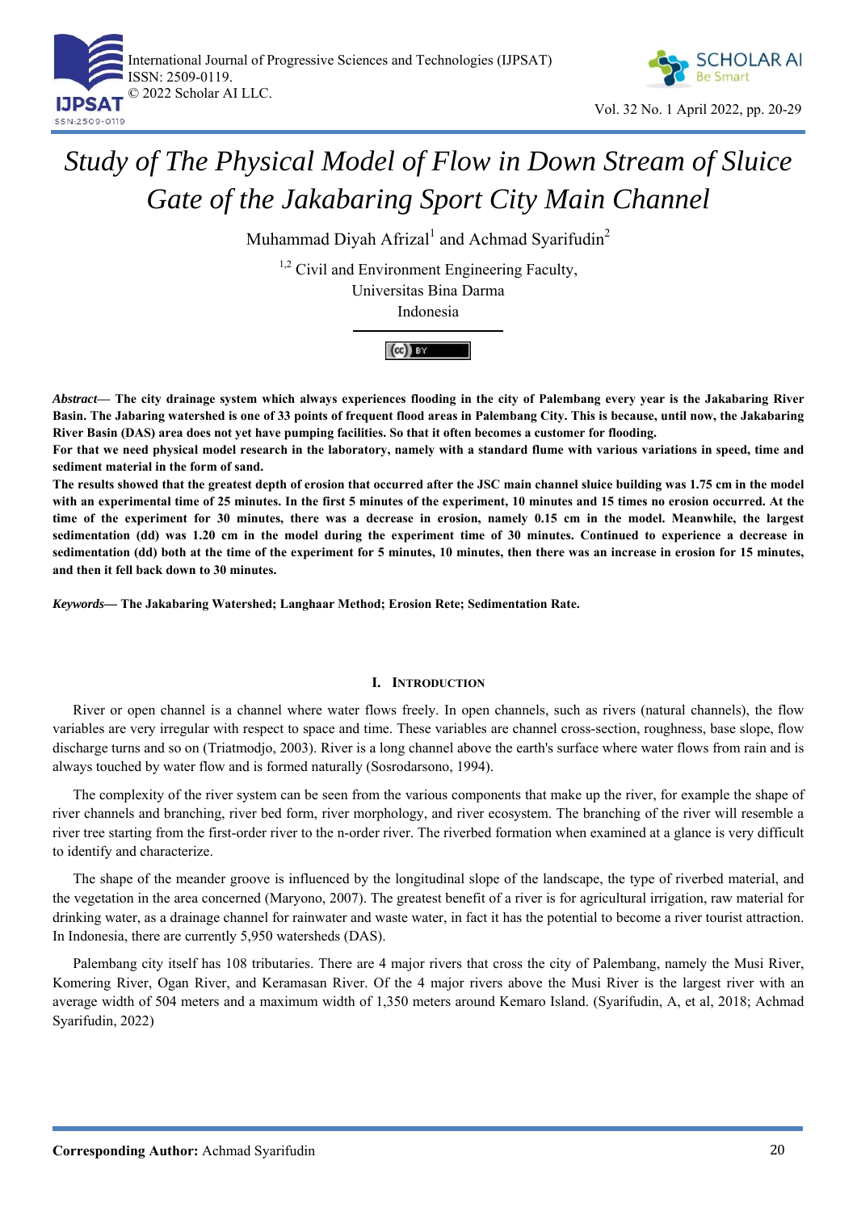# Study of The Physical Model of Flow in Down Stream of Sluice Gate of the Jakabaring Sport City Main Channel

Muhammad Diyah Afrizal[1] and Achmad Syarifudin[2]

[1,2] Civil and Environment Engineering Faculty,
Universitas Bina Darma
Indonesia

***Abstract*— The city drainage system which always experiences flooding in the city of Palembang every year is the Jakabaring River Basin. The Jabaring watershed is one of 33 points of frequent flood areas in Palembang City. This is because, until now, the Jakabaring River Basin (DAS) area does not yet have pumping facilities. So that it often becomes a customer for flooding.**

**For that we need physical model research in the laboratory, namely with a standard flume with various variations in speed, time and sediment material in the form of sand.**

**The results showed that the greatest depth of erosion that occurred after the JSC main channel sluice building was 1.75 cm in the model with an experimental time of 25 minutes. In the first 5 minutes of the experiment, 10 minutes and 15 times no erosion occurred. At the time of the experiment for 30 minutes, there was a decrease in erosion, namely 0.15 cm in the model. Meanwhile, the largest sedimentation (dd) was 1.20 cm in the model during the experiment time of 30 minutes. Continued to experience a decrease in sedimentation (dd) both at the time of the experiment for 5 minutes, 10 minutes, then there was an increase in erosion for 15 minutes, and then it fell back down to 30 minutes.**

***Keywords*— The Jakabaring Watershed; Langhaar Method; Erosion Rete; Sedimentation Rate.**

## I. Introduction

River or open channel is a channel where water flows freely. In open channels, such as rivers (natural channels), the flow variables are very irregular with respect to space and time. These variables are channel cross-section, roughness, base slope, flow discharge turns and so on (Triatmodjo, 2003). River is a long channel above the earth's surface where water flows from rain and is always touched by water flow and is formed naturally (Sosrodarsono, 1994).

The complexity of the river system can be seen from the various components that make up the river, for example the shape of river channels and branching, river bed form, river morphology, and river ecosystem. The branching of the river will resemble a river tree starting from the first-order river to the n-order river. The riverbed formation when examined at a glance is very difficult to identify and characterize.

The shape of the meander groove is influenced by the longitudinal slope of the landscape, the type of riverbed material, and the vegetation in the area concerned (Maryono, 2007). The greatest benefit of a river is for agricultural irrigation, raw material for drinking water, as a drainage channel for rainwater and waste water, in fact it has the potential to become a river tourist attraction. In Indonesia, there are currently 5,950 watersheds (DAS).

Palembang city itself has 108 tributaries. There are 4 major rivers that cross the city of Palembang, namely the Musi River, Komering River, Ogan River, and Keramasan River. Of the 4 major rivers above the Musi River is the largest river with an average width of 504 meters and a maximum width of 1,350 meters around Kemaro Island. (Syarifudin, A, et al, 2018; Achmad Syarifudin, 2022)

**Corresponding Author:** Achmad Syarifudin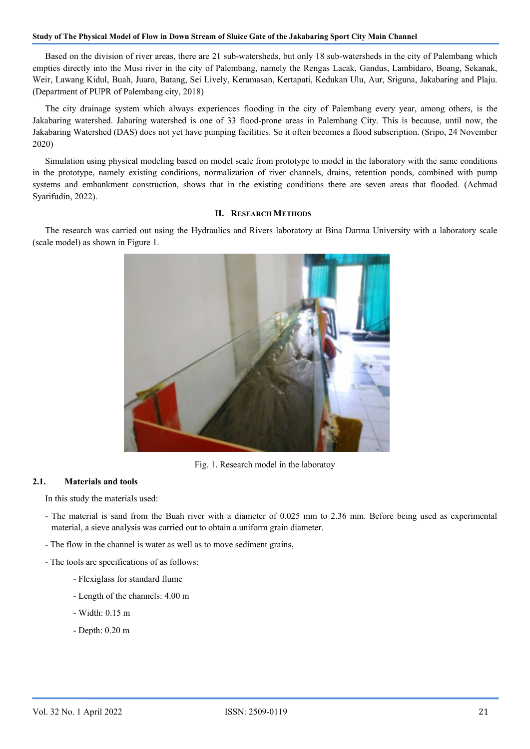Based on the division of river areas, there are 21 sub-watersheds, but only 18 sub-watersheds in the city of Palembang which empties directly into the Musi river in the city of Palembang, namely the Rengas Lacak, Gandus, Lambidaro, Boang, Sekanak, Weir, Lawang Kidul, Buah, Juaro, Batang, Sei Lively, Keramasan, Kertapati, Kedukan Ulu, Aur, Sriguna, Jakabaring and Plaju. (Department of PUPR of Palembang city, 2018)

The city drainage system which always experiences flooding in the city of Palembang every year, among others, is the Jakabaring watershed. Jabaring watershed is one of 33 flood-prone areas in Palembang City. This is because, until now, the Jakabaring Watershed (DAS) does not yet have pumping facilities. So it often becomes a flood subscription. (Sripo, 24 November 2020)

Simulation using physical modeling based on model scale from prototype to model in the laboratory with the same conditions in the prototype, namely existing conditions, normalization of river channels, drains, retention ponds, combined with pump systems and embankment construction, shows that in the existing conditions there are seven areas that flooded. (Achmad Syarifudin, 2022).

## II. Research Methods

The research was carried out using the Hydraulics and Rivers laboratory at Bina Darma University with a laboratory scale (scale model) as shown in Figure 1.

Fig. 1. Research model in the laboratoy

### 2.1. Materials and tools

In this study the materials used:

- The material is sand from the Buah river with a diameter of 0.025 mm to 2.36 mm. Before being used as experimental material, a sieve analysis was carried out to obtain a uniform grain diameter.
- The flow in the channel is water as well as to move sediment grains,
- The tools are specifications of as follows:
    - Flexiglass for standard flume
    - Length of the channels: 4.00 m
    - Width: 0.15 m
    - Depth: 0.20 m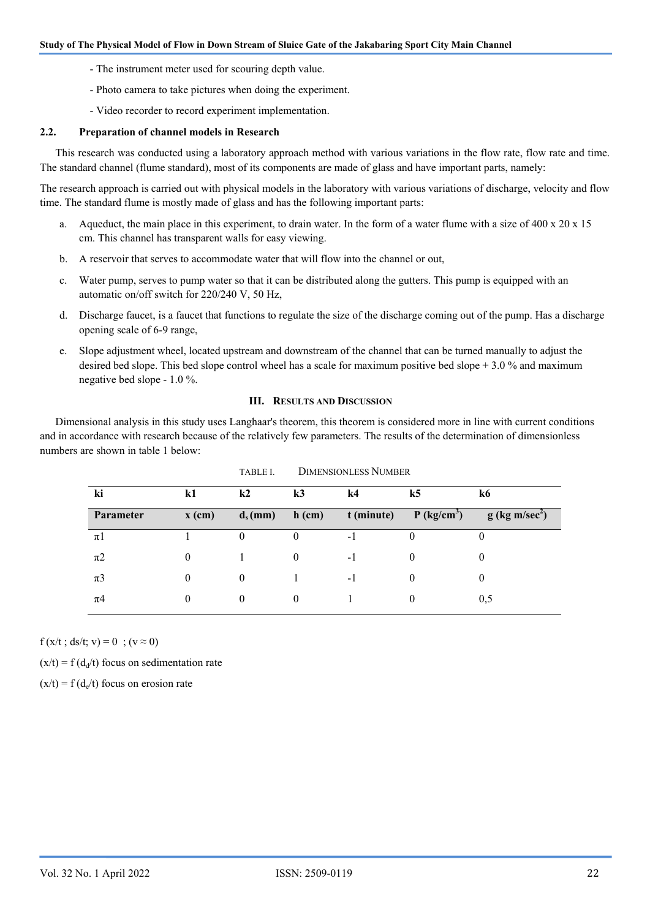- The instrument meter used for scouring depth value.

- Photo camera to take pictures when doing the experiment.

- Video recorder to record experiment implementation.

### 2.2. Preparation of channel models in Research

This research was conducted using a laboratory approach method with various variations in the flow rate, flow rate and time. The standard channel (flume standard), most of its components are made of glass and have important parts, namely:

The research approach is carried out with physical models in the laboratory with various variations of discharge, velocity and flow time. The standard flume is mostly made of glass and has the following important parts:

a. Aqueduct, the main place in this experiment, to drain water. In the form of a water flume with a size of 400 x 20 x 15 cm. This channel has transparent walls for easy viewing.

b. A reservoir that serves to accommodate water that will flow into the channel or out,

c. Water pump, serves to pump water so that it can be distributed along the gutters. This pump is equipped with an automatic on/off switch for 220/240 V, 50 Hz,

d. Discharge faucet, is a faucet that functions to regulate the size of the discharge coming out of the pump. Has a discharge opening scale of 6-9 range,

e. Slope adjustment wheel, located upstream and downstream of the channel that can be turned manually to adjust the desired bed slope. This bed slope control wheel has a scale for maximum positive bed slope + 3.0 % and maximum negative bed slope - 1.0 %.

## III. Results and Discussion

Dimensional analysis in this study uses Langhaar's theorem, this theorem is considered more in line with current conditions and in accordance with research because of the relatively few parameters. The results of the determination of dimensionless numbers are shown in table 1 below:

TABLE I. DIMENSIONLESS NUMBER

| ki | k1 | k2 | k3 | k4 | k5 | k6 |
|---|---|---|---|---|---|---|
| **Parameter** | **x (cm)** | **$d_s$ (mm)** | **h (cm)** | **t (minute)** | **P (kg/cm$^3$)** | **g (kg m/sec$^2$)** |
| $\pi 1$ | 1 | 0 | 0 | -1 | 0 | 0 |
| $\pi 2$ | 0 | 1 | 0 | -1 | 0 | 0 |
| $\pi 3$ | 0 | 0 | 1 | -1 | 0 | 0 |
| $\pi 4$ | 0 | 0 | 0 | 1 | 0 | 0,5 |

$f(x/t\ ;\ ds/t;\ v) = 0\ \ ;\ (v \approx 0)$

$(x/t) = f\,(d_d/t)$ focus on sedimentation rate

$(x/t) = f\,(d_e/t)$ focus on erosion rate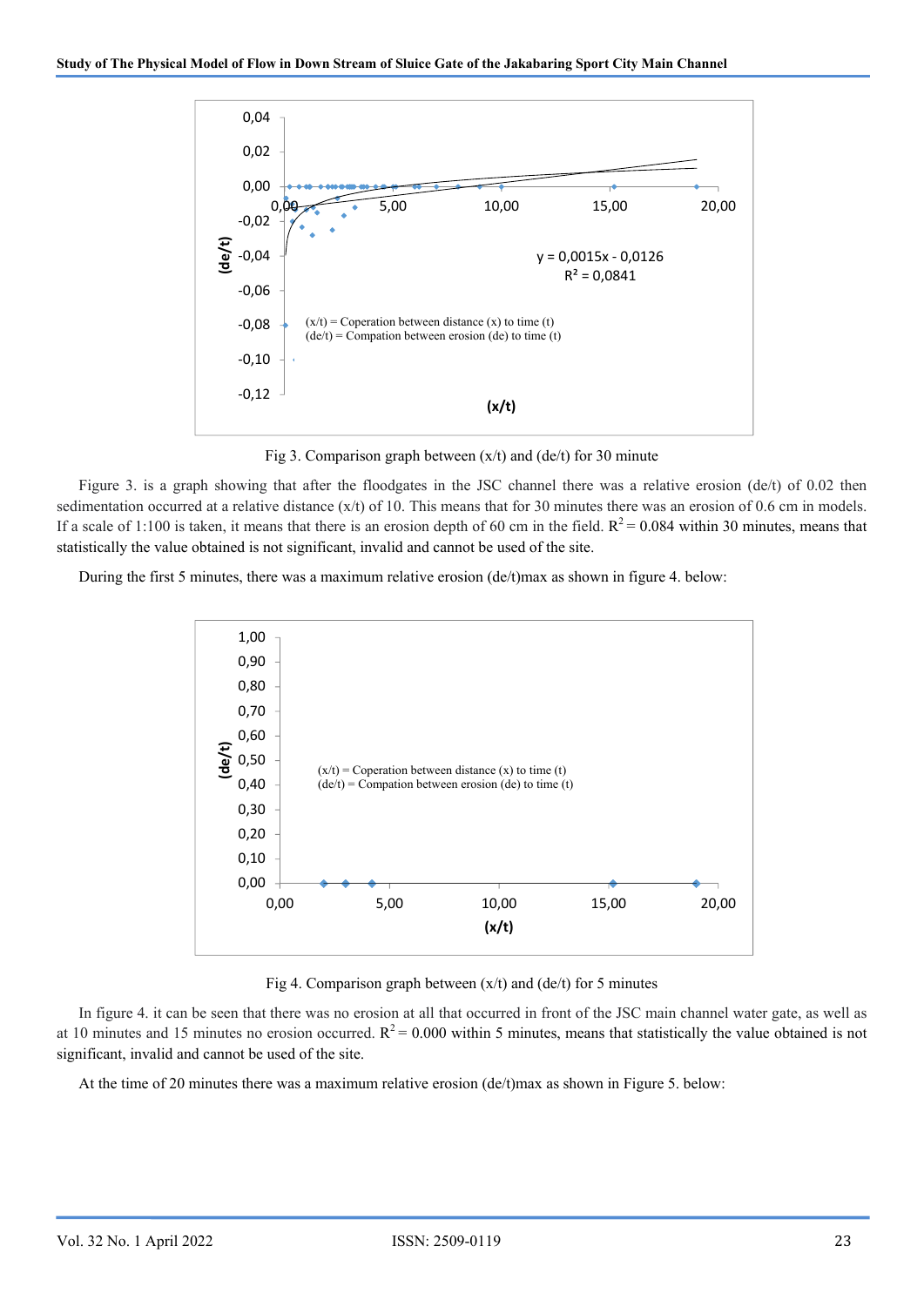Fig 3. Comparison graph between (x/t) and (de/t) for 30 minute

Figure 3. is a graph showing that after the floodgates in the JSC channel there was a relative erosion (de/t) of 0.02 then sedimentation occurred at a relative distance (x/t) of 10. This means that for 30 minutes there was an erosion of 0.6 cm in models. If a scale of 1:100 is taken, it means that there is an erosion depth of 60 cm in the field. $R^2 = 0.084$ within 30 minutes, means that statistically the value obtained is not significant, invalid and cannot be used of the site.

During the first 5 minutes, there was a maximum relative erosion (de/t)max as shown in figure 4. below:

Fig 4. Comparison graph between (x/t) and (de/t) for 5 minutes

In figure 4. it can be seen that there was no erosion at all that occurred in front of the JSC main channel water gate, as well as at 10 minutes and 15 minutes no erosion occurred. $R^2 = 0.000$ within 5 minutes, means that statistically the value obtained is not significant, invalid and cannot be used of the site.

At the time of 20 minutes there was a maximum relative erosion (de/t)max as shown in Figure 5. below: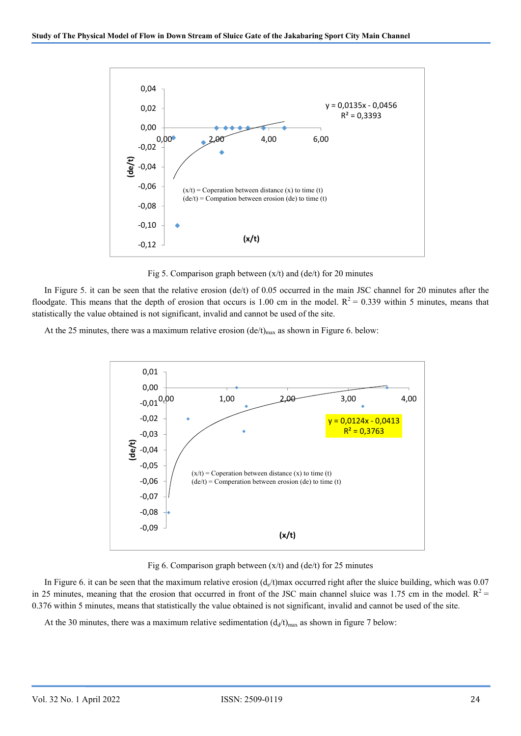Fig 5. Comparison graph between (x/t) and (de/t) for 20 minutes

In Figure 5. it can be seen that the relative erosion (de/t) of 0.05 occurred in the main JSC channel for 20 minutes after the floodgate. This means that the depth of erosion that occurs is 1.00 cm in the model. $R^2$ = 0.339 within 5 minutes, means that statistically the value obtained is not significant, invalid and cannot be used of the site.

At the 25 minutes, there was a maximum relative erosion $(de/t)_{max}$ as shown in Figure 6. below:

Fig 6. Comparison graph between (x/t) and (de/t) for 25 minutes

In Figure 6. it can be seen that the maximum relative erosion $(d_e/t)max$ occurred right after the sluice building, which was 0.07 in 25 minutes, meaning that the erosion that occurred in front of the JSC main channel sluice was 1.75 cm in the model. $R^2$ = 0.376 within 5 minutes, means that statistically the value obtained is not significant, invalid and cannot be used of the site.

At the 30 minutes, there was a maximum relative sedimentation $(d_d/t)_{max}$ as shown in figure 7 below: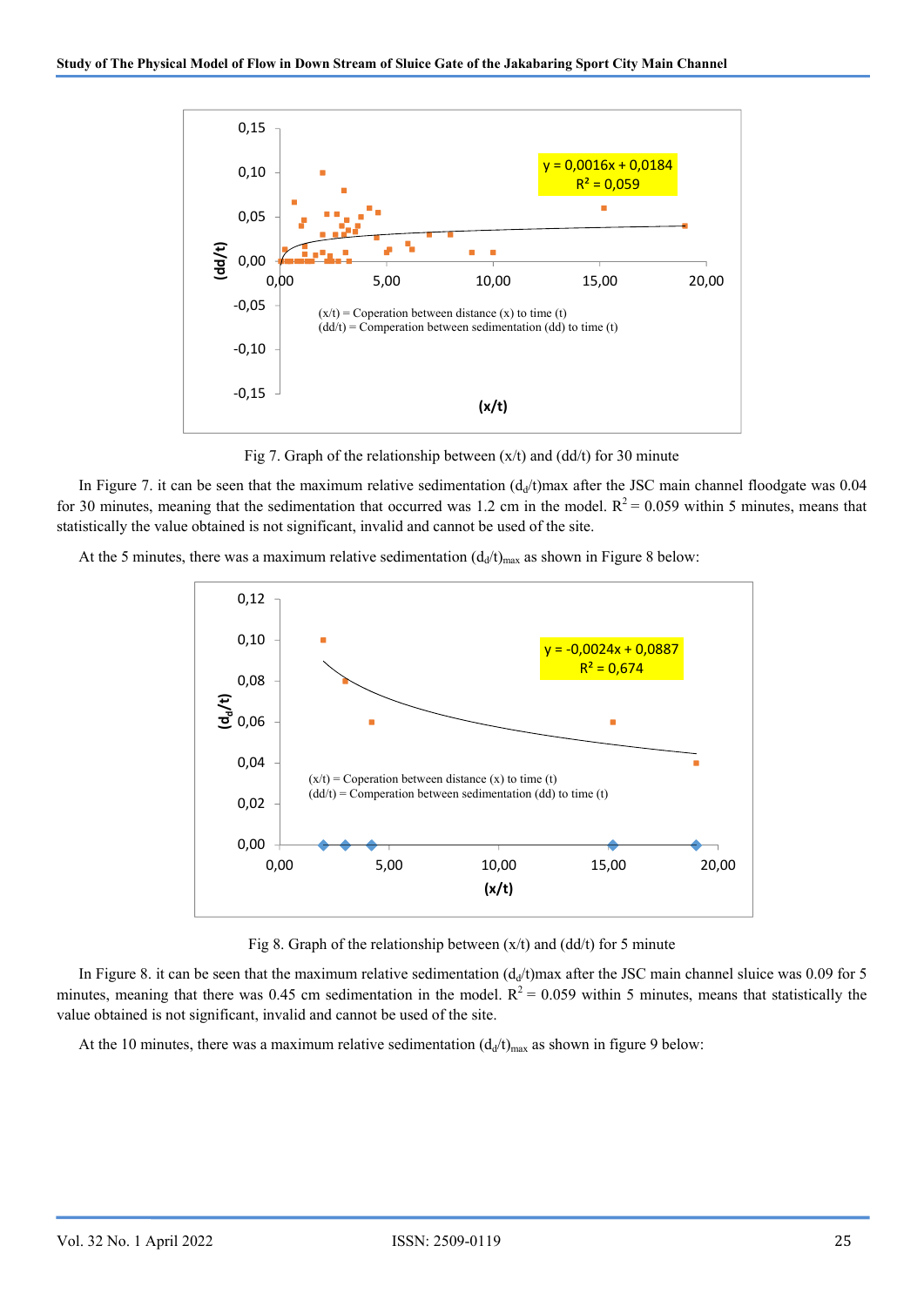Fig 7. Graph of the relationship between (x/t) and (dd/t) for 30 minute

In Figure 7. it can be seen that the maximum relative sedimentation $(d_d/t)$max after the JSC main channel floodgate was 0.04 for 30 minutes, meaning that the sedimentation that occurred was 1.2 cm in the model. $R^2$ = 0.059 within 5 minutes, means that statistically the value obtained is not significant, invalid and cannot be used of the site.

At the 5 minutes, there was a maximum relative sedimentation $(d_d/t)_{max}$ as shown in Figure 8 below:

Fig 8. Graph of the relationship between (x/t) and (dd/t) for 5 minute

In Figure 8. it can be seen that the maximum relative sedimentation $(d_d/t)$max after the JSC main channel sluice was 0.09 for 5 minutes, meaning that there was 0.45 cm sedimentation in the model. $R^2$ = 0.059 within 5 minutes, means that statistically the value obtained is not significant, invalid and cannot be used of the site.

At the 10 minutes, there was a maximum relative sedimentation $(d_d/t)_{max}$ as shown in figure 9 below: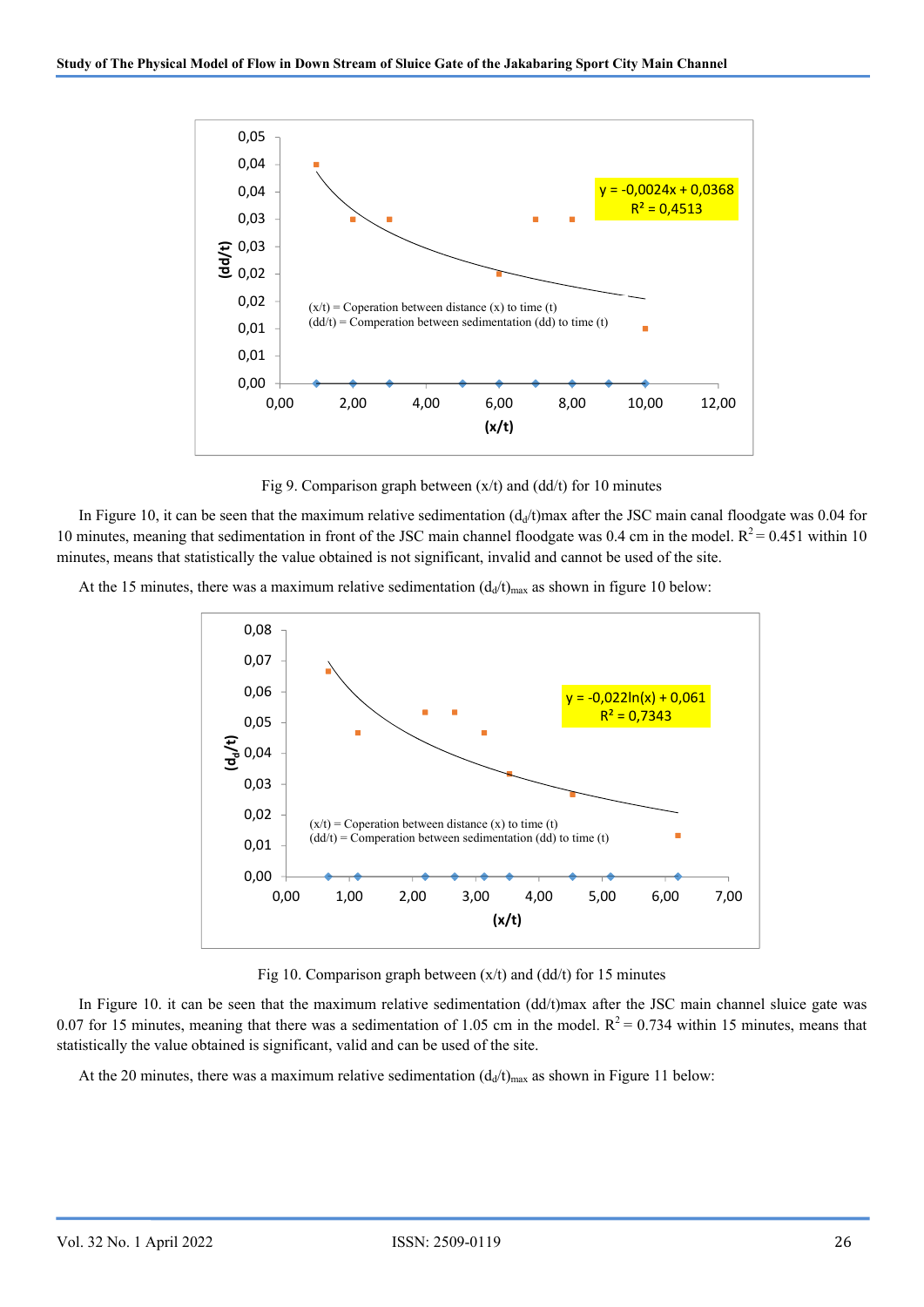Fig 9. Comparison graph between (x/t) and (dd/t) for 10 minutes

In Figure 10, it can be seen that the maximum relative sedimentation $(d_d/t)$max after the JSC main canal floodgate was 0.04 for 10 minutes, meaning that sedimentation in front of the JSC main channel floodgate was 0.4 cm in the model. $R^2 = 0.451$ within 10 minutes, means that statistically the value obtained is not significant, invalid and cannot be used of the site.

At the 15 minutes, there was a maximum relative sedimentation $(d_d/t)_{max}$ as shown in figure 10 below:

Fig 10. Comparison graph between (x/t) and (dd/t) for 15 minutes

In Figure 10. it can be seen that the maximum relative sedimentation (dd/t)max after the JSC main channel sluice gate was 0.07 for 15 minutes, meaning that there was a sedimentation of 1.05 cm in the model. $R^2 = 0.734$ within 15 minutes, means that statistically the value obtained is significant, valid and can be used of the site.

At the 20 minutes, there was a maximum relative sedimentation $(d_d/t)_{max}$ as shown in Figure 11 below: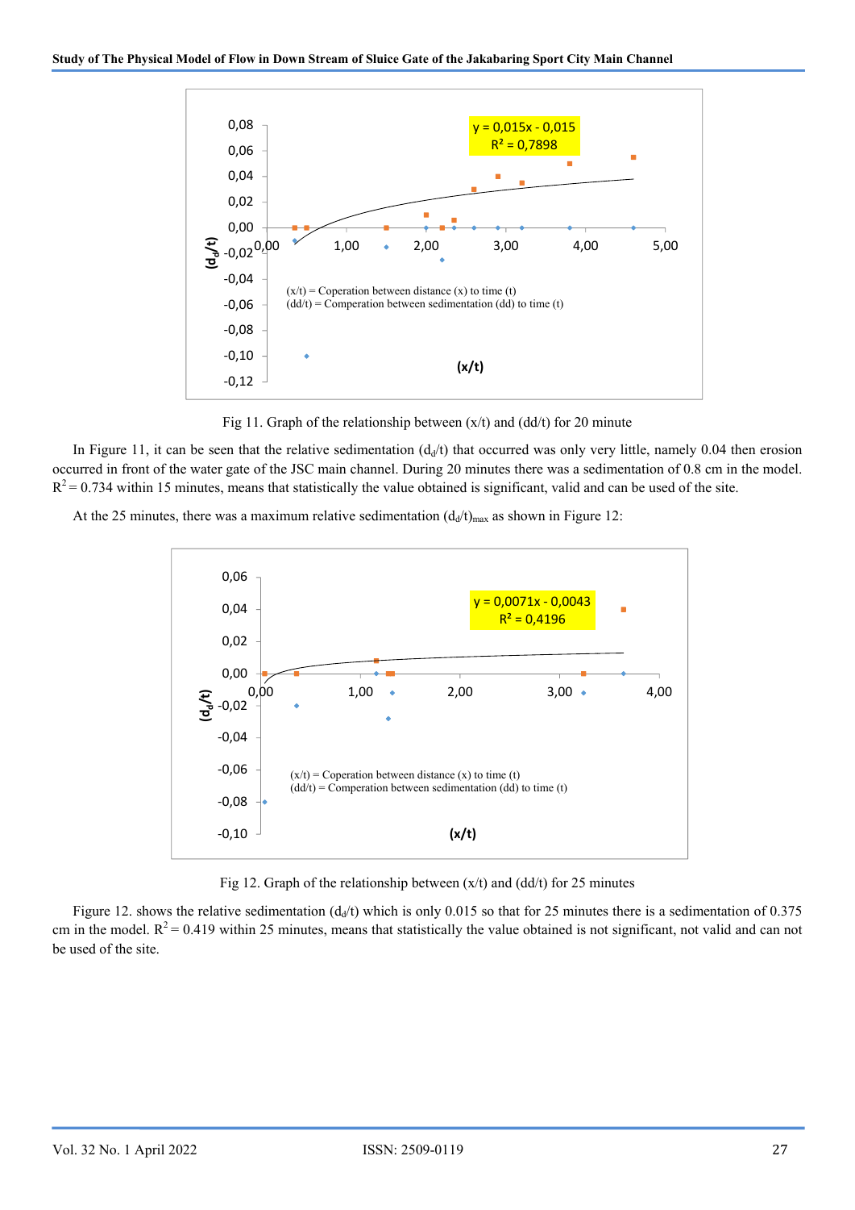Fig 11. Graph of the relationship between (x/t) and (dd/t) for 20 minute

In Figure 11, it can be seen that the relative sedimentation ($d_d$/t) that occurred was only very little, namely 0.04 then erosion occurred in front of the water gate of the JSC main channel. During 20 minutes there was a sedimentation of 0.8 cm in the model. $R^2$ = 0.734 within 15 minutes, means that statistically the value obtained is significant, valid and can be used of the site.

At the 25 minutes, there was a maximum relative sedimentation $(d_d/t)_{max}$ as shown in Figure 12:

Fig 12. Graph of the relationship between (x/t) and (dd/t) for 25 minutes

Figure 12. shows the relative sedimentation ($d_d$/t) which is only 0.015 so that for 25 minutes there is a sedimentation of 0.375 cm in the model. $R^2$ = 0.419 within 25 minutes, means that statistically the value obtained is not significant, not valid and can not be used of the site.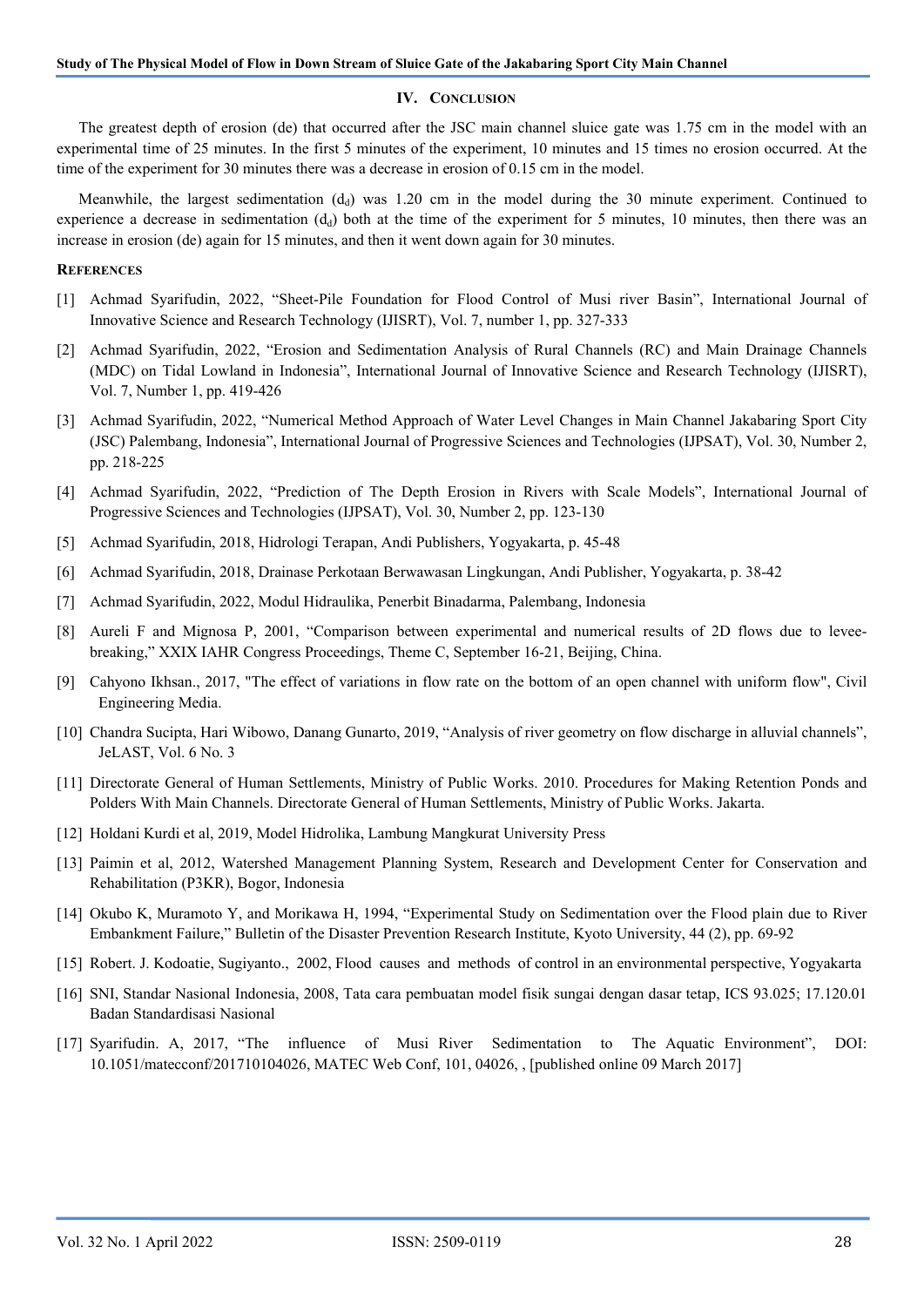## IV. Conclusion

The greatest depth of erosion (de) that occurred after the JSC main channel sluice gate was 1.75 cm in the model with an experimental time of 25 minutes. In the first 5 minutes of the experiment, 10 minutes and 15 times no erosion occurred. At the time of the experiment for 30 minutes there was a decrease in erosion of 0.15 cm in the model.

Meanwhile, the largest sedimentation ($d_d$) was 1.20 cm in the model during the 30 minute experiment. Continued to experience a decrease in sedimentation ($d_d$) both at the time of the experiment for 5 minutes, 10 minutes, then there was an increase in erosion (de) again for 15 minutes, and then it went down again for 30 minutes.

## References

[1] Achmad Syarifudin, 2022, "Sheet-Pile Foundation for Flood Control of Musi river Basin", International Journal of Innovative Science and Research Technology (IJISRT), Vol. 7, number 1, pp. 327-333

[2] Achmad Syarifudin, 2022, "Erosion and Sedimentation Analysis of Rural Channels (RC) and Main Drainage Channels (MDC) on Tidal Lowland in Indonesia", International Journal of Innovative Science and Research Technology (IJISRT), Vol. 7, Number 1, pp. 419-426

[3] Achmad Syarifudin, 2022, "Numerical Method Approach of Water Level Changes in Main Channel Jakabaring Sport City (JSC) Palembang, Indonesia", International Journal of Progressive Sciences and Technologies (IJPSAT), Vol. 30, Number 2, pp. 218-225

[4] Achmad Syarifudin, 2022, "Prediction of The Depth Erosion in Rivers with Scale Models", International Journal of Progressive Sciences and Technologies (IJPSAT), Vol. 30, Number 2, pp. 123-130

[5] Achmad Syarifudin, 2018, Hidrologi Terapan, Andi Publishers, Yogyakarta, p. 45-48

[6] Achmad Syarifudin, 2018, Drainase Perkotaan Berwawasan Lingkungan, Andi Publisher, Yogyakarta, p. 38-42

[7] Achmad Syarifudin, 2022, Modul Hidraulika, Penerbit Binadarma, Palembang, Indonesia

[8] Aureli F and Mignosa P, 2001, "Comparison between experimental and numerical results of 2D flows due to levee-breaking," XXIX IAHR Congress Proceedings, Theme C, September 16-21, Beijing, China.

[9] Cahyono Ikhsan., 2017, "The effect of variations in flow rate on the bottom of an open channel with uniform flow", Civil Engineering Media.

[10] Chandra Sucipta, Hari Wibowo, Danang Gunarto, 2019, "Analysis of river geometry on flow discharge in alluvial channels", JeLAST, Vol. 6 No. 3

[11] Directorate General of Human Settlements, Ministry of Public Works. 2010. Procedures for Making Retention Ponds and Polders With Main Channels. Directorate General of Human Settlements, Ministry of Public Works. Jakarta.

[12] Holdani Kurdi et al, 2019, Model Hidrolika, Lambung Mangkurat University Press

[13] Paimin et al, 2012, Watershed Management Planning System, Research and Development Center for Conservation and Rehabilitation (P3KR), Bogor, Indonesia

[14] Okubo K, Muramoto Y, and Morikawa H, 1994, "Experimental Study on Sedimentation over the Flood plain due to River Embankment Failure," Bulletin of the Disaster Prevention Research Institute, Kyoto University, 44 (2), pp. 69-92

[15] Robert. J. Kodoatie, Sugiyanto., 2002, Flood causes and methods of control in an environmental perspective, Yogyakarta

[16] SNI, Standar Nasional Indonesia, 2008, Tata cara pembuatan model fisik sungai dengan dasar tetap, ICS 93.025; 17.120.01 Badan Standardisasi Nasional

[17] Syarifudin. A, 2017, "The influence of Musi River Sedimentation to The Aquatic Environment", DOI: 10.1051/matecconf/201710104026, MATEC Web Conf, 101, 04026, , [published online 09 March 2017]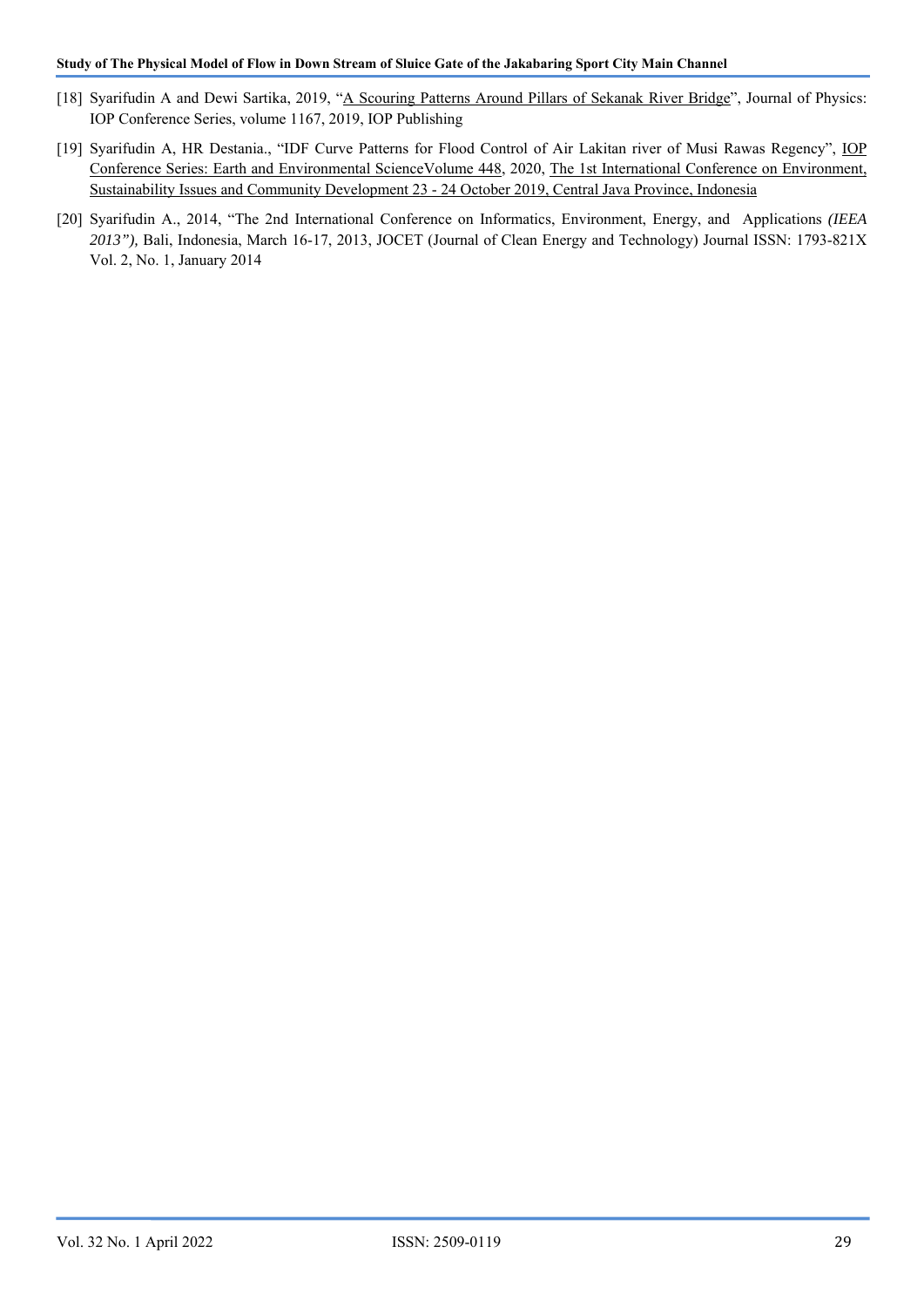[18] Syarifudin A and Dewi Sartika, 2019, "A Scouring Patterns Around Pillars of Sekanak River Bridge", Journal of Physics: IOP Conference Series, volume 1167, 2019, IOP Publishing

[19] Syarifudin A, HR Destania., "IDF Curve Patterns for Flood Control of Air Lakitan river of Musi Rawas Regency", IOP Conference Series: Earth and Environmental ScienceVolume 448, 2020, The 1st International Conference on Environment, Sustainability Issues and Community Development 23 - 24 October 2019, Central Java Province, Indonesia

[20] Syarifudin A., 2014, "The 2nd International Conference on Informatics, Environment, Energy, and Applications *(IEEA 2013")*, Bali, Indonesia, March 16-17, 2013, JOCET (Journal of Clean Energy and Technology) Journal ISSN: 1793-821X Vol. 2, No. 1, January 2014